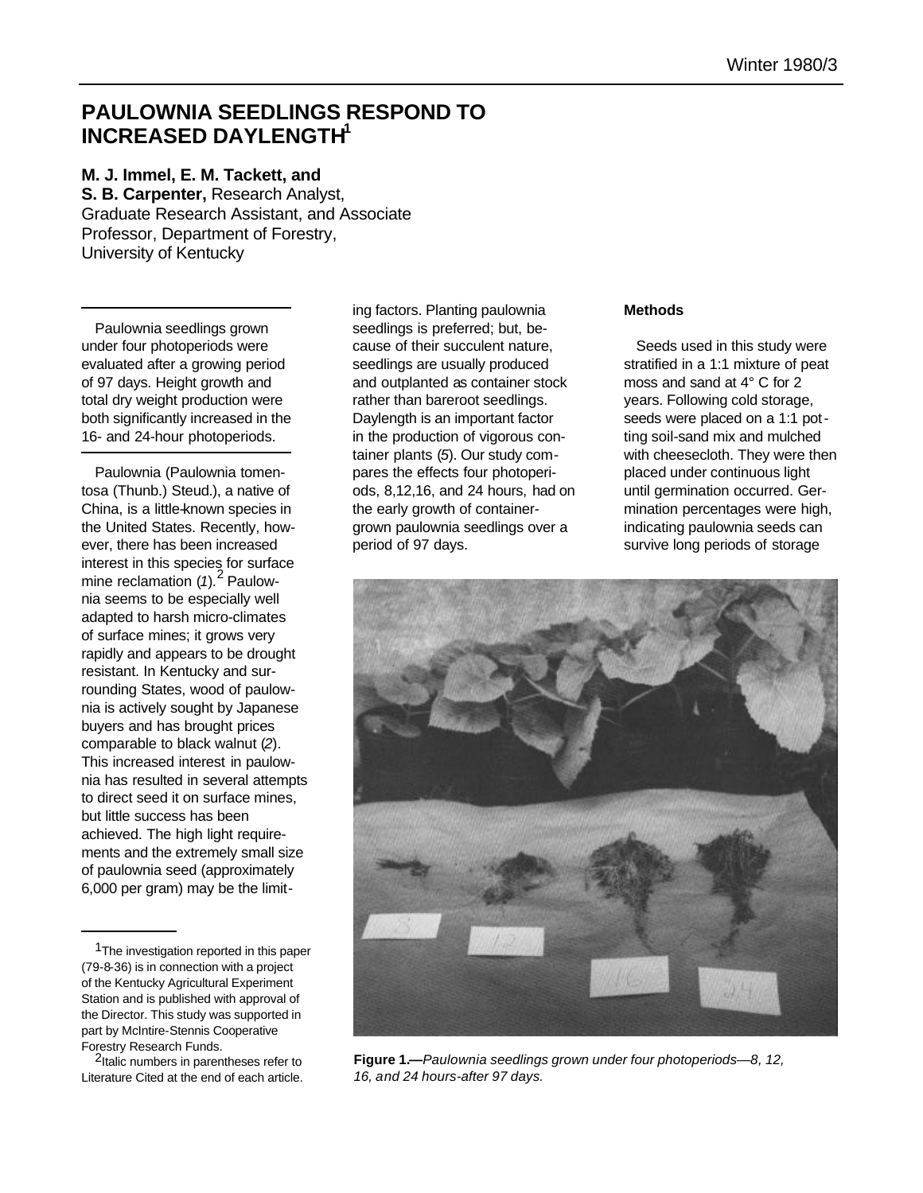# PAULOWNIA SEEDLINGS RESPOND TO INCREASED DAYLENGTH[1]

**M. J. Immel, E. M. Tackett, and S. B. Carpenter,** Research Analyst, Graduate Research Assistant, and Associate Professor, Department of Forestry, University of Kentucky

Paulownia seedlings grown under four photoperiods were evaluated after a growing period of 97 days. Height growth and total dry weight production were both significantly increased in the 16- and 24-hour photoperiods.

Paulownia (Paulownia tomentosa (Thunb.) Steud.), a native of China, is a little-known species in the United States. Recently, however, there has been increased interest in this species for surface mine reclamation (*1*).[2] Paulownia seems to be especially well adapted to harsh micro-climates of surface mines; it grows very rapidly and appears to be drought resistant. In Kentucky and surrounding States, wood of paulownia is actively sought by Japanese buyers and has brought prices comparable to black walnut (*2*). This increased interest in paulownia has resulted in several attempts to direct seed it on surface mines, but little success has been achieved. The high light requirements and the extremely small size of paulownia seed (approximately 6,000 per gram) may be the limiting factors. Planting paulownia seedlings is preferred; but, because of their succulent nature, seedlings are usually produced and outplanted as container stock rather than bareroot seedlings. Daylength is an important factor in the production of vigorous container plants (*5*). Our study compares the effects four photoperiods, 8,12,16, and 24 hours, had on the early growth of container-grown paulownia seedlings over a period of 97 days.

## Methods

Seeds used in this study were stratified in a 1:1 mixture of peat moss and sand at 4° C for 2 years. Following cold storage, seeds were placed on a 1:1 potting soil-sand mix and mulched with cheesecloth. They were then placed under continuous light until germination occurred. Germination percentages were high, indicating paulownia seeds can survive long periods of storage

**Figure 1.**—*Paulownia seedlings grown under four photoperiods—8, 12, 16, and 24 hours-after 97 days.*

---

[1] The investigation reported in this paper (79-8-36) is in connection with a project of the Kentucky Agricultural Experiment Station and is published with approval of the Director. This study was supported in part by McIntire-Stennis Cooperative Forestry Research Funds.

[2] Italic numbers in parentheses refer to Literature Cited at the end of each article.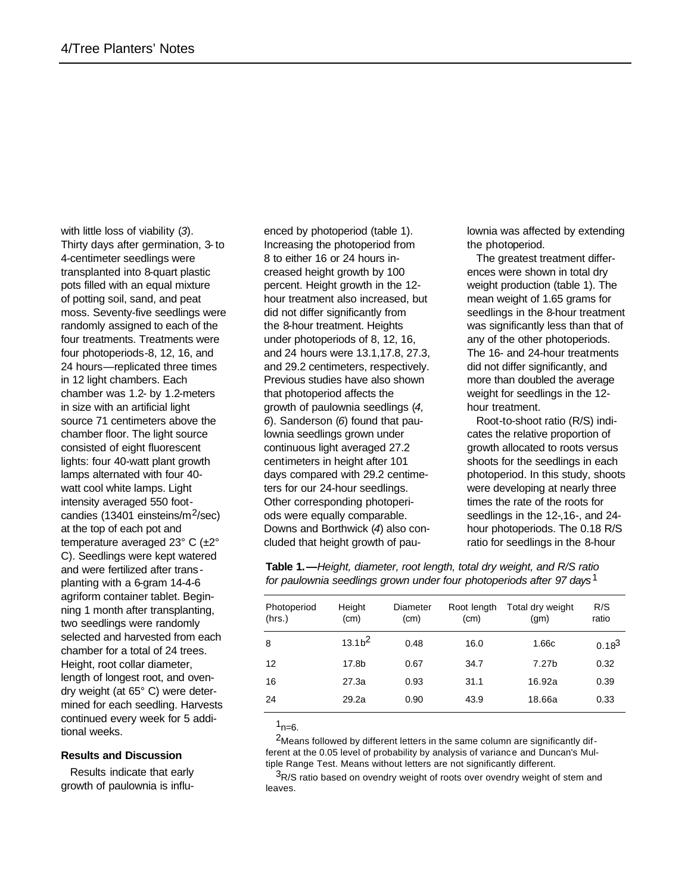with little loss of viability (*3*). Thirty days after germination, 3- to 4-centimeter seedlings were transplanted into 8-quart plastic pots filled with an equal mixture of potting soil, sand, and peat moss. Seventy-five seedlings were randomly assigned to each of the four treatments. Treatments were four photoperiods-8, 12, 16, and 24 hours—replicated three times in 12 light chambers. Each chamber was 1.2- by 1.2-meters in size with an artificial light source 71 centimeters above the chamber floor. The light source consisted of eight fluorescent lights: four 40-watt plant growth lamps alternated with four 40-watt cool white lamps. Light intensity averaged 550 foot-candies (13401 einsteins/m$^2$/sec) at the top of each pot and temperature averaged 23° C (±2° C). Seedlings were kept watered and were fertilized after transplanting with a 6-gram 14-4-6 agriform container tablet. Beginning 1 month after transplanting, two seedlings were randomly selected and harvested from each chamber for a total of 24 trees. Height, root collar diameter, length of longest root, and ovendry weight (at 65° C) were determined for each seedling. Harvests continued every week for 5 additional weeks.

## Results and Discussion

Results indicate that early growth of paulownia is influenced by photoperiod (table 1). Increasing the photoperiod from 8 to either 16 or 24 hours increased height growth by 100 percent. Height growth in the 12-hour treatment also increased, but did not differ significantly from the 8-hour treatment. Heights under photoperiods of 8, 12, 16, and 24 hours were 13.1,17.8, 27.3, and 29.2 centimeters, respectively. Previous studies have also shown that photoperiod affects the growth of paulownia seedlings (*4, 6*). Sanderson (*6*) found that paulownia seedlings grown under continuous light averaged 27.2 centimeters in height after 101 days compared with 29.2 centimeters for our 24-hour seedlings. Other corresponding photoperiods were equally comparable. Downs and Borthwick (*4*) also concluded that height growth of paulownia was affected by extending the photoperiod.

The greatest treatment differences were shown in total dry weight production (table 1). The mean weight of 1.65 grams for seedlings in the 8-hour treatment was significantly less than that of any of the other photoperiods. The 16- and 24-hour treatments did not differ significantly, and more than doubled the average weight for seedlings in the 12-hour treatment.

Root-to-shoot ratio (R/S) indicates the relative proportion of growth allocated to roots versus shoots for the seedlings in each photoperiod. In this study, shoots were developing at nearly three times the rate of the roots for seedlings in the 12-,16-, and 24-hour photoperiods. The 0.18 R/S ratio for seedlings in the 8-hour

**Table 1.—***Height, diameter, root length, total dry weight, and R/S ratio for paulownia seedlings grown under four photoperiods after 97 days*[1]

| Photoperiod (hrs.) | Height (cm) | Diameter (cm) | Root length (cm) | Total dry weight (gm) | R/S ratio |
|---|---|---|---|---|---|
| 8 | 13.1b[2] | 0.48 | 16.0 | 1.66c | 0.18[3] |
| 12 | 17.8b | 0.67 | 34.7 | 7.27b | 0.32 |
| 16 | 27.3a | 0.93 | 31.1 | 16.92a | 0.39 |
| 24 | 29.2a | 0.90 | 43.9 | 18.66a | 0.33 |

[1] n=6.

[2] Means followed by different letters in the same column are significantly different at the 0.05 level of probability by analysis of variance and Duncan's Multiple Range Test. Means without letters are not significantly different.

[3] R/S ratio based on ovendry weight of roots over ovendry weight of stem and leaves.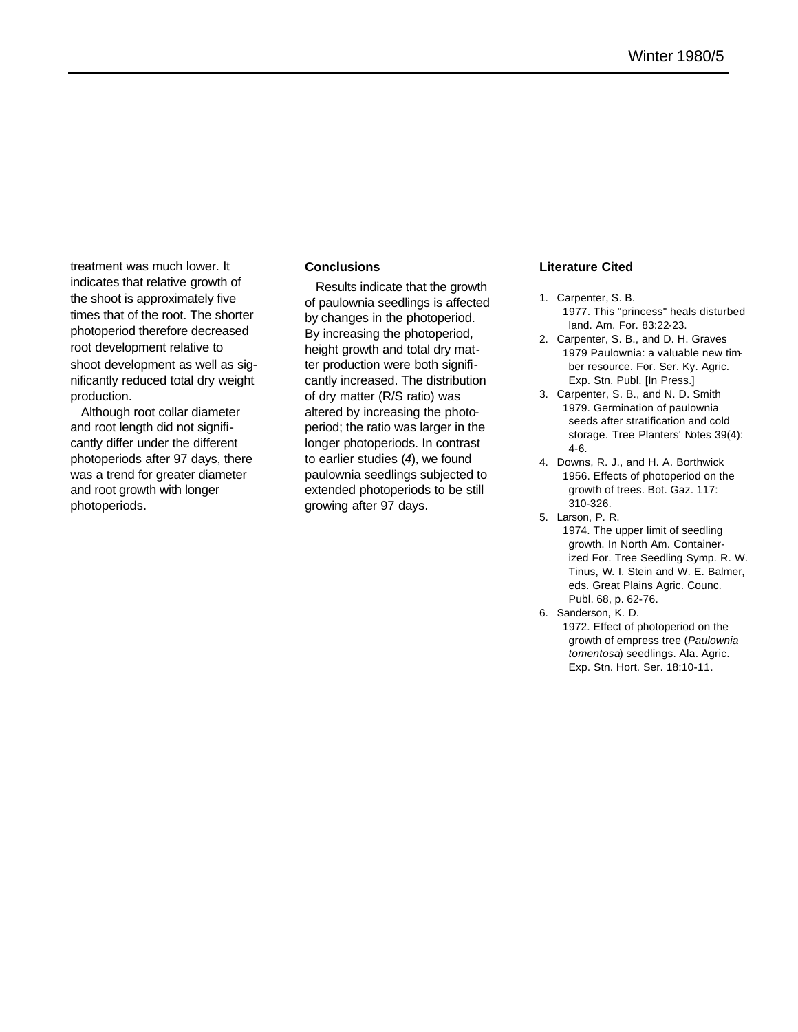treatment was much lower. It indicates that relative growth of the shoot is approximately five times that of the root. The shorter photoperiod therefore decreased root development relative to shoot development as well as significantly reduced total dry weight production.

Although root collar diameter and root length did not significantly differ under the different photoperiods after 97 days, there was a trend for greater diameter and root growth with longer photoperiods.

## Conclusions

Results indicate that the growth of paulownia seedlings is affected by changes in the photoperiod. By increasing the photoperiod, height growth and total dry matter production were both significantly increased. The distribution of dry matter (R/S ratio) was altered by increasing the photoperiod; the ratio was larger in the longer photoperiods. In contrast to earlier studies (*4*), we found paulownia seedlings subjected to extended photoperiods to be still growing after 97 days.

## Literature Cited

1. Carpenter, S. B.
   1977. This "princess" heals disturbed land. Am. For. 83:22-23.
2. Carpenter, S. B., and D. H. Graves
   1979 Paulownia: a valuable new timber resource. For. Ser. Ky. Agric. Exp. Stn. Publ. [In Press.]
3. Carpenter, S. B., and N. D. Smith
   1979. Germination of paulownia seeds after stratification and cold storage. Tree Planters' Notes 39(4): 4-6.
4. Downs, R. J., and H. A. Borthwick
   1956. Effects of photoperiod on the growth of trees. Bot. Gaz. 117: 310-326.
5. Larson, P. R.
   1974. The upper limit of seedling growth. In North Am. Containerized For. Tree Seedling Symp. R. W. Tinus, W. I. Stein and W. E. Balmer, eds. Great Plains Agric. Counc. Publ. 68, p. 62-76.
6. Sanderson, K. D.
   1972. Effect of photoperiod on the growth of empress tree (*Paulownia tomentosa*) seedlings. Ala. Agric. Exp. Stn. Hort. Ser. 18:10-11.